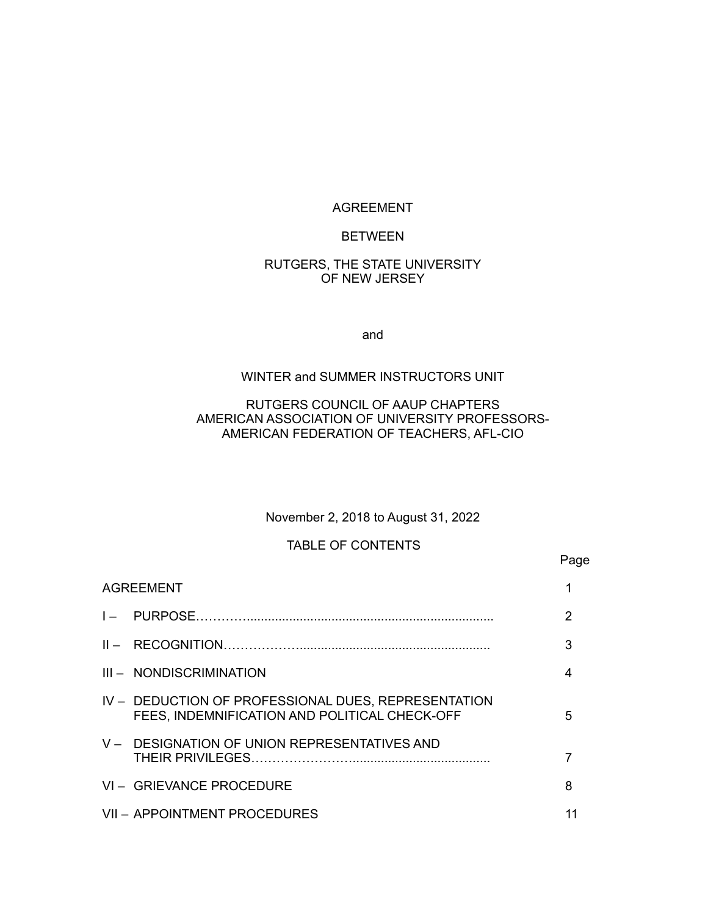# AGREEMENT

# BETWEEN

# RUTGERS, THE STATE UNIVERSITY OF NEW JERSEY

and

# WINTER and SUMMER INSTRUCTORS UNIT

## RUTGERS COUNCIL OF AAUP CHAPTERS AMERICAN ASSOCIATION OF UNIVERSITY PROFESSORS-AMERICAN FEDERATION OF TEACHERS, AFL-CIO

November 2, 2018 to August 31, 2022

## TABLE OF CONTENTS

| | Page |
|---|---|
| AGREEMENT | 1 |
| I – PURPOSE…………...................................................................... | 2 |
| II – RECOGNITION………………...................................................... | 3 |
| III – NONDISCRIMINATION | 4 |
| IV – DEDUCTION OF PROFESSIONAL DUES, REPRESENTATION FEES, INDEMNIFICATION AND POLITICAL CHECK-OFF | 5 |
| V – DESIGNATION OF UNION REPRESENTATIVES AND THEIR PRIVILEGES……………………..................................... | 7 |
| VI – GRIEVANCE PROCEDURE | 8 |
| VII – APPOINTMENT PROCEDURES | 11 |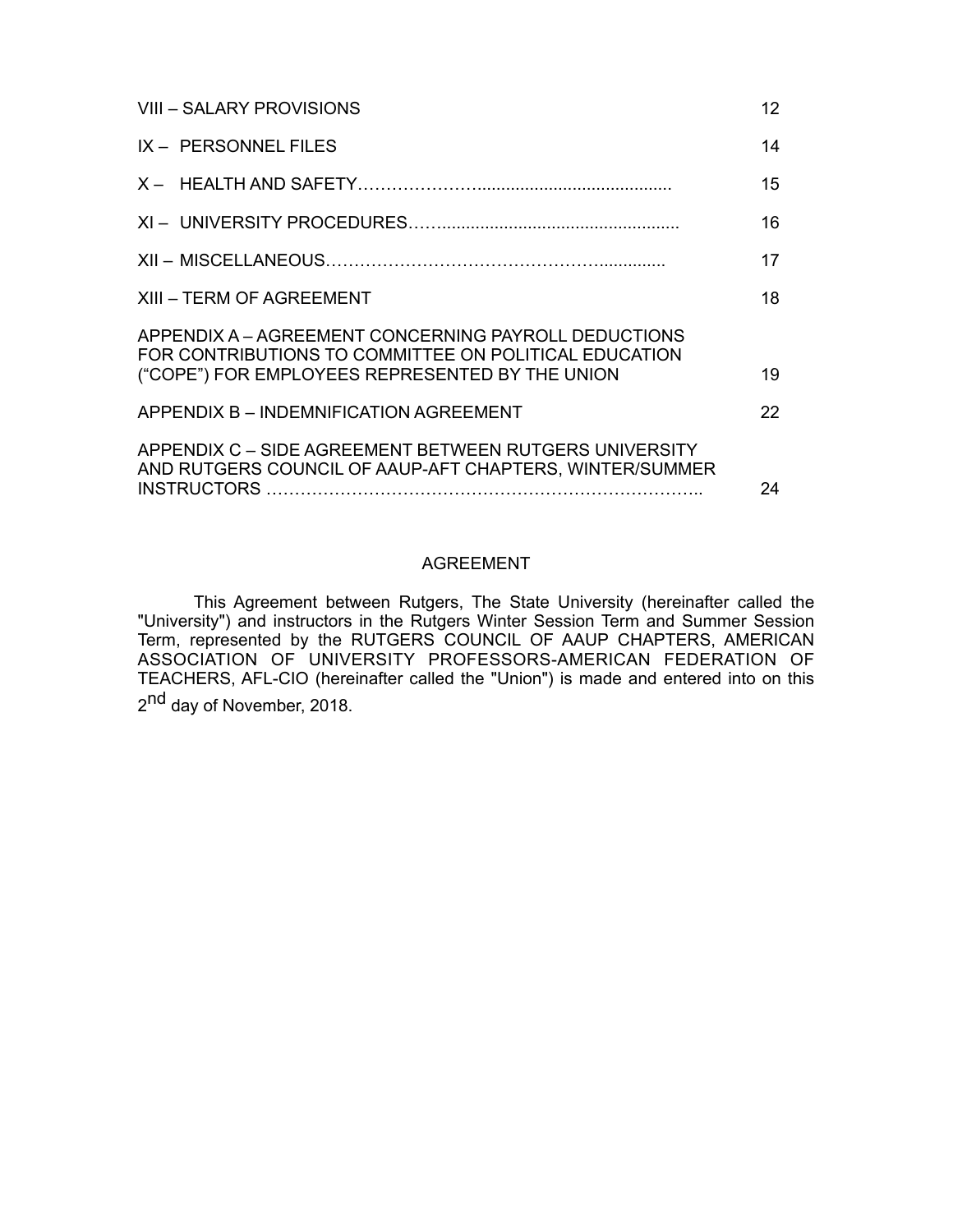| | |
|---|---|
| VIII – SALARY PROVISIONS | 12 |
| IX – PERSONNEL FILES | 14 |
| X – HEALTH AND SAFETY………………….......................................... | 15 |
| XI – UNIVERSITY PROCEDURES……................................................. | 16 |
| XII – MISCELLANEOUS…………………………………………….............. | 17 |
| XIII – TERM OF AGREEMENT | 18 |
| APPENDIX A – AGREEMENT CONCERNING PAYROLL DEDUCTIONS FOR CONTRIBUTIONS TO COMMITTEE ON POLITICAL EDUCATION (“COPE”) FOR EMPLOYEES REPRESENTED BY THE UNION | 19 |
| APPENDIX B – INDEMNIFICATION AGREEMENT | 22 |
| APPENDIX C – SIDE AGREEMENT BETWEEN RUTGERS UNIVERSITY AND RUTGERS COUNCIL OF AAUP-AFT CHAPTERS, WINTER/SUMMER INSTRUCTORS ………………………………………………………………….. | 24 |

## AGREEMENT

This Agreement between Rutgers, The State University (hereinafter called the "University") and instructors in the Rutgers Winter Session Term and Summer Session Term, represented by the RUTGERS COUNCIL OF AAUP CHAPTERS, AMERICAN ASSOCIATION OF UNIVERSITY PROFESSORS-AMERICAN FEDERATION OF TEACHERS, AFL-CIO (hereinafter called the "Union") is made and entered into on this 2nd day of November, 2018.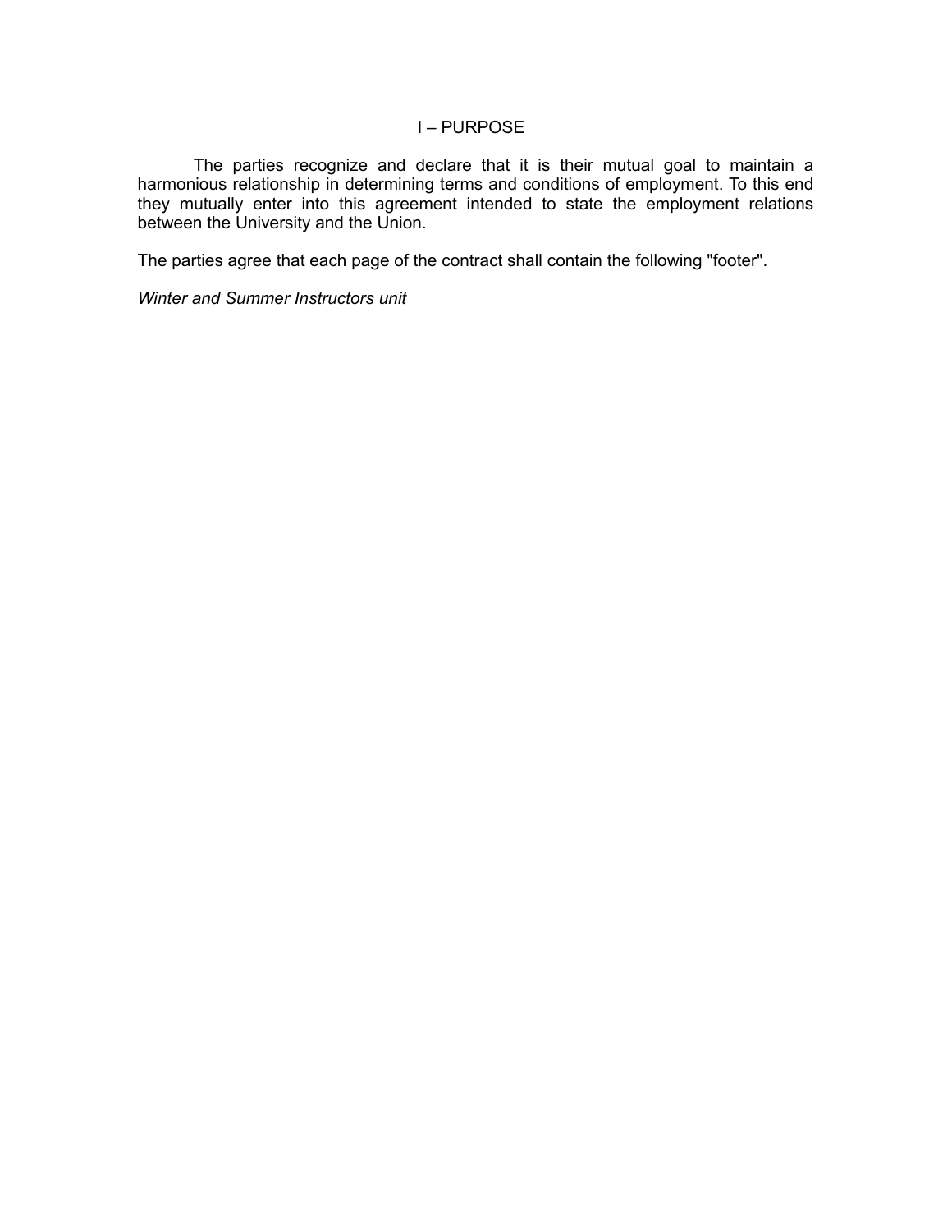# I – PURPOSE

The parties recognize and declare that it is their mutual goal to maintain a harmonious relationship in determining terms and conditions of employment. To this end they mutually enter into this agreement intended to state the employment relations between the University and the Union.

The parties agree that each page of the contract shall contain the following "footer".

*Winter and Summer Instructors unit*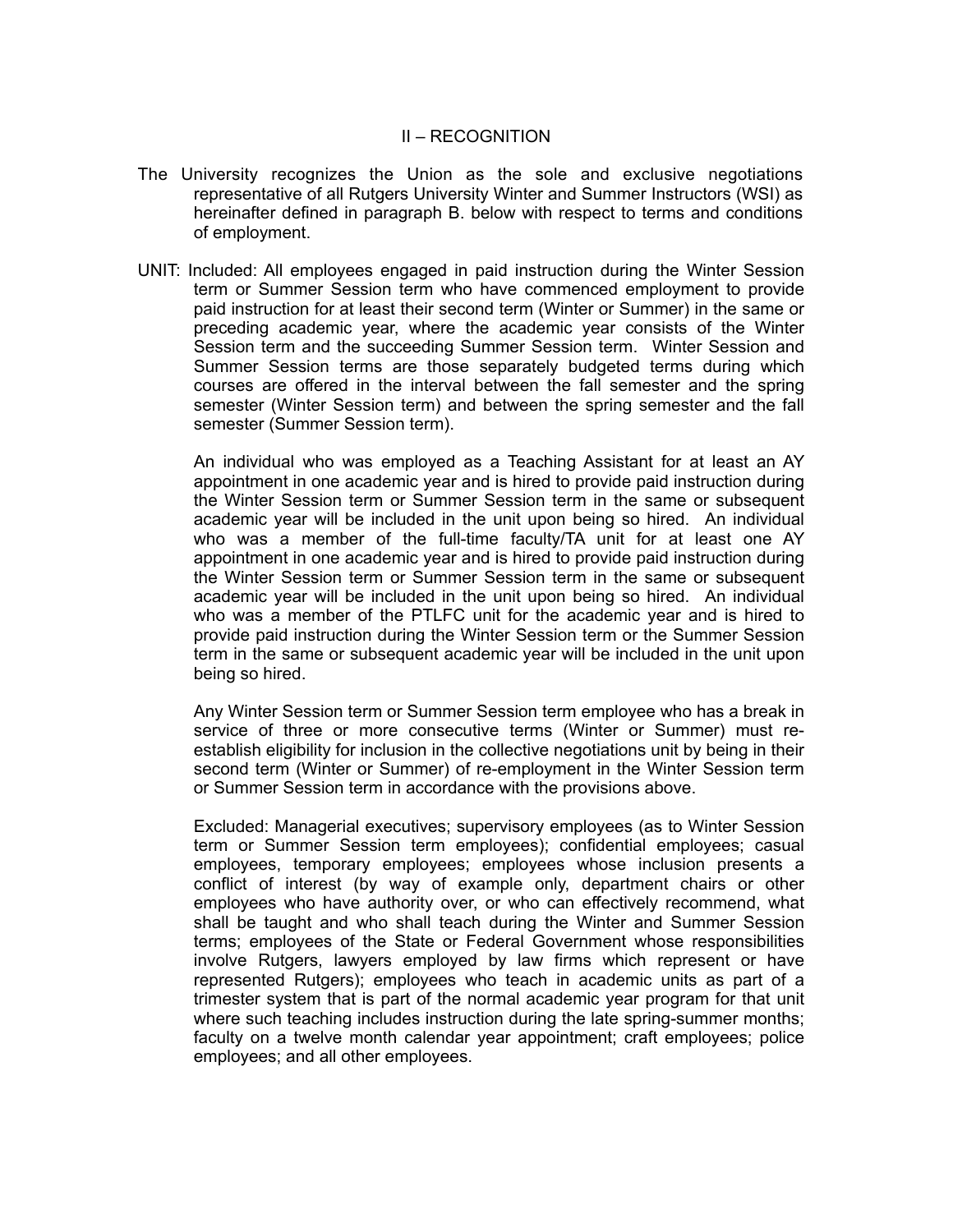## II – RECOGNITION

The University recognizes the Union as the sole and exclusive negotiations representative of all Rutgers University Winter and Summer Instructors (WSI) as hereinafter defined in paragraph B. below with respect to terms and conditions of employment.

UNIT: Included: All employees engaged in paid instruction during the Winter Session term or Summer Session term who have commenced employment to provide paid instruction for at least their second term (Winter or Summer) in the same or preceding academic year, where the academic year consists of the Winter Session term and the succeeding Summer Session term. Winter Session and Summer Session terms are those separately budgeted terms during which courses are offered in the interval between the fall semester and the spring semester (Winter Session term) and between the spring semester and the fall semester (Summer Session term).

An individual who was employed as a Teaching Assistant for at least an AY appointment in one academic year and is hired to provide paid instruction during the Winter Session term or Summer Session term in the same or subsequent academic year will be included in the unit upon being so hired. An individual who was a member of the full-time faculty/TA unit for at least one AY appointment in one academic year and is hired to provide paid instruction during the Winter Session term or Summer Session term in the same or subsequent academic year will be included in the unit upon being so hired. An individual who was a member of the PTLFC unit for the academic year and is hired to provide paid instruction during the Winter Session term or the Summer Session term in the same or subsequent academic year will be included in the unit upon being so hired.

Any Winter Session term or Summer Session term employee who has a break in service of three or more consecutive terms (Winter or Summer) must re-establish eligibility for inclusion in the collective negotiations unit by being in their second term (Winter or Summer) of re-employment in the Winter Session term or Summer Session term in accordance with the provisions above.

Excluded: Managerial executives; supervisory employees (as to Winter Session term or Summer Session term employees); confidential employees; casual employees, temporary employees; employees whose inclusion presents a conflict of interest (by way of example only, department chairs or other employees who have authority over, or who can effectively recommend, what shall be taught and who shall teach during the Winter and Summer Session terms; employees of the State or Federal Government whose responsibilities involve Rutgers, lawyers employed by law firms which represent or have represented Rutgers); employees who teach in academic units as part of a trimester system that is part of the normal academic year program for that unit where such teaching includes instruction during the late spring-summer months; faculty on a twelve month calendar year appointment; craft employees; police employees; and all other employees.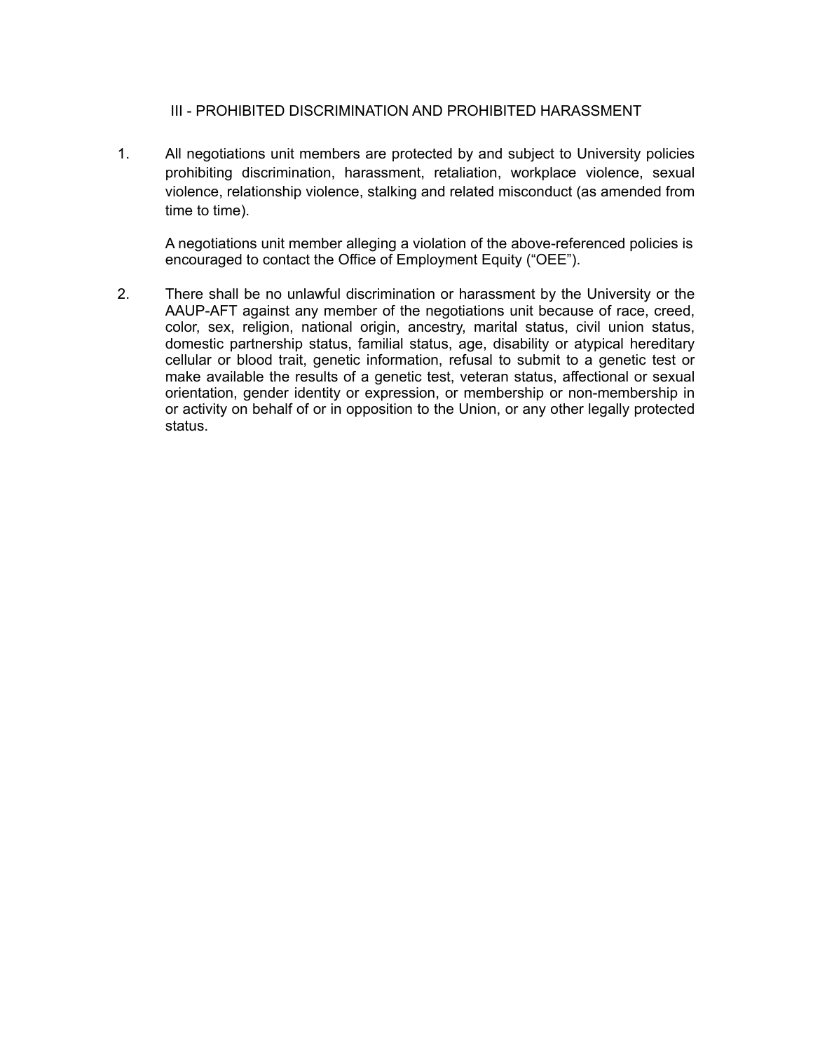## III - PROHIBITED DISCRIMINATION AND PROHIBITED HARASSMENT

1. All negotiations unit members are protected by and subject to University policies prohibiting discrimination, harassment, retaliation, workplace violence, sexual violence, relationship violence, stalking and related misconduct (as amended from time to time).

   A negotiations unit member alleging a violation of the above-referenced policies is encouraged to contact the Office of Employment Equity ("OEE").

2. There shall be no unlawful discrimination or harassment by the University or the AAUP-AFT against any member of the negotiations unit because of race, creed, color, sex, religion, national origin, ancestry, marital status, civil union status, domestic partnership status, familial status, age, disability or atypical hereditary cellular or blood trait, genetic information, refusal to submit to a genetic test or make available the results of a genetic test, veteran status, affectional or sexual orientation, gender identity or expression, or membership or non-membership in or activity on behalf of or in opposition to the Union, or any other legally protected status.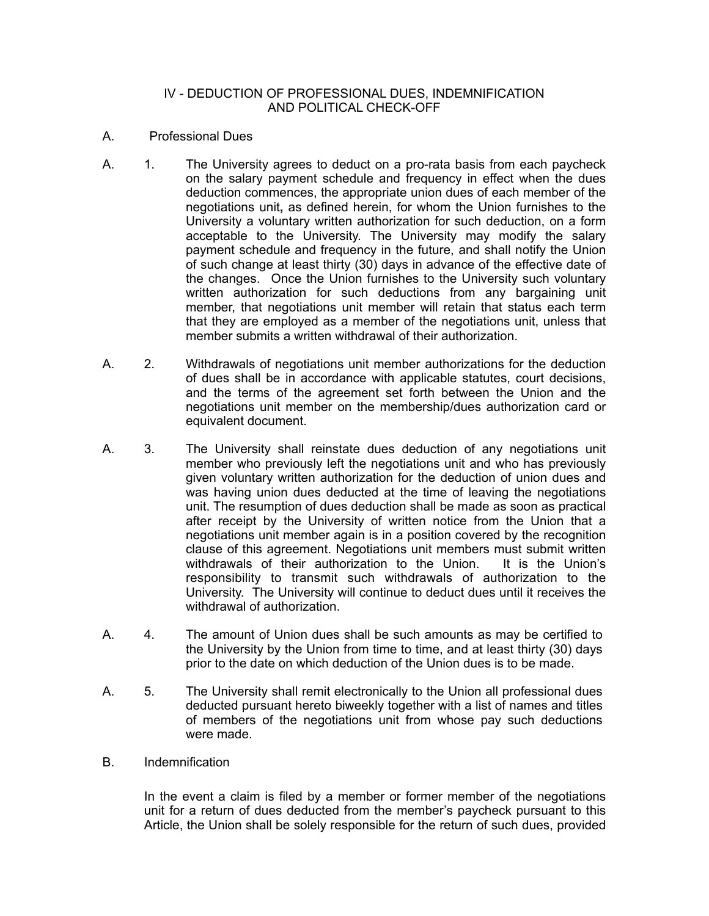## IV - DEDUCTION OF PROFESSIONAL DUES, INDEMNIFICATION AND POLITICAL CHECK-OFF

A. Professional Dues

A. 1. The University agrees to deduct on a pro-rata basis from each paycheck on the salary payment schedule and frequency in effect when the dues deduction commences, the appropriate union dues of each member of the negotiations unit**,** as defined herein, for whom the Union furnishes to the University a voluntary written authorization for such deduction, on a form acceptable to the University. The University may modify the salary payment schedule and frequency in the future, and shall notify the Union of such change at least thirty (30) days in advance of the effective date of the changes. Once the Union furnishes to the University such voluntary written authorization for such deductions from any bargaining unit member, that negotiations unit member will retain that status each term that they are employed as a member of the negotiations unit, unless that member submits a written withdrawal of their authorization.

A. 2. Withdrawals of negotiations unit member authorizations for the deduction of dues shall be in accordance with applicable statutes, court decisions, and the terms of the agreement set forth between the Union and the negotiations unit member on the membership/dues authorization card or equivalent document.

A. 3. The University shall reinstate dues deduction of any negotiations unit member who previously left the negotiations unit and who has previously given voluntary written authorization for the deduction of union dues and was having union dues deducted at the time of leaving the negotiations unit. The resumption of dues deduction shall be made as soon as practical after receipt by the University of written notice from the Union that a negotiations unit member again is in a position covered by the recognition clause of this agreement. Negotiations unit members must submit written withdrawals of their authorization to the Union. It is the Union's responsibility to transmit such withdrawals of authorization to the University. The University will continue to deduct dues until it receives the withdrawal of authorization.

A. 4. The amount of Union dues shall be such amounts as may be certified to the University by the Union from time to time, and at least thirty (30) days prior to the date on which deduction of the Union dues is to be made.

A. 5. The University shall remit electronically to the Union all professional dues deducted pursuant hereto biweekly together with a list of names and titles of members of the negotiations unit from whose pay such deductions were made.

B. Indemnification

In the event a claim is filed by a member or former member of the negotiations unit for a return of dues deducted from the member's paycheck pursuant to this Article, the Union shall be solely responsible for the return of such dues, provided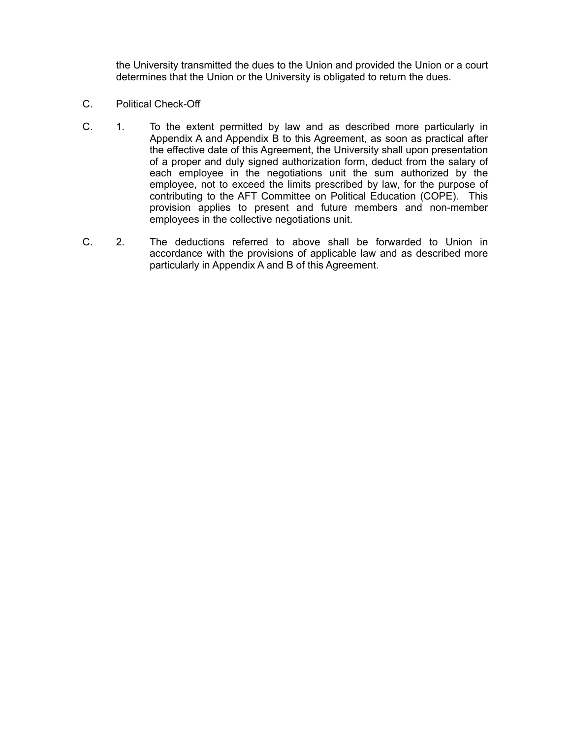the University transmitted the dues to the Union and provided the Union or a court determines that the Union or the University is obligated to return the dues.

C. Political Check-Off

C. 1. To the extent permitted by law and as described more particularly in Appendix A and Appendix B to this Agreement, as soon as practical after the effective date of this Agreement, the University shall upon presentation of a proper and duly signed authorization form, deduct from the salary of each employee in the negotiations unit the sum authorized by the employee, not to exceed the limits prescribed by law, for the purpose of contributing to the AFT Committee on Political Education (COPE). This provision applies to present and future members and non-member employees in the collective negotiations unit.

C. 2. The deductions referred to above shall be forwarded to Union in accordance with the provisions of applicable law and as described more particularly in Appendix A and B of this Agreement.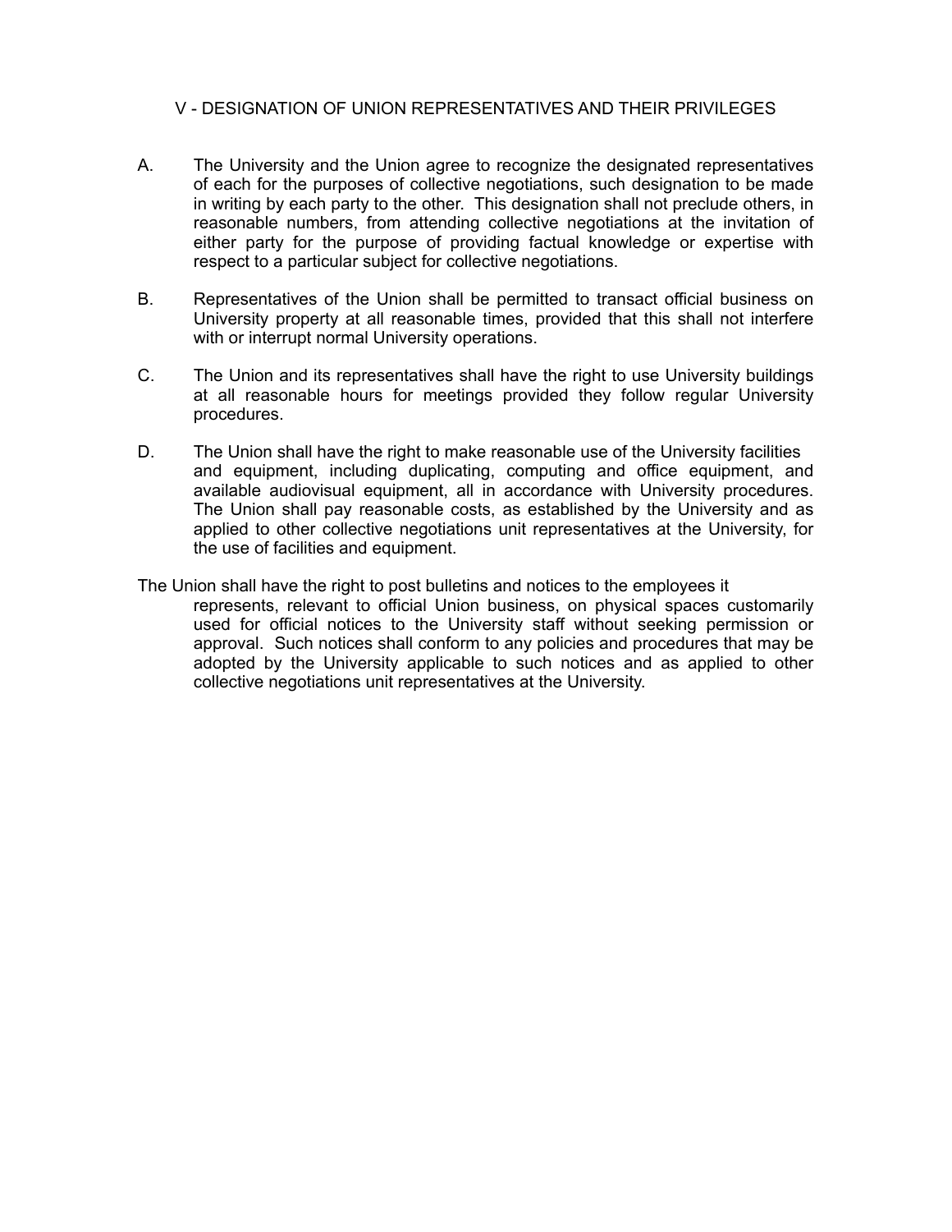## V - DESIGNATION OF UNION REPRESENTATIVES AND THEIR PRIVILEGES

A. The University and the Union agree to recognize the designated representatives of each for the purposes of collective negotiations, such designation to be made in writing by each party to the other. This designation shall not preclude others, in reasonable numbers, from attending collective negotiations at the invitation of either party for the purpose of providing factual knowledge or expertise with respect to a particular subject for collective negotiations.

B. Representatives of the Union shall be permitted to transact official business on University property at all reasonable times, provided that this shall not interfere with or interrupt normal University operations.

C. The Union and its representatives shall have the right to use University buildings at all reasonable hours for meetings provided they follow regular University procedures.

D. The Union shall have the right to make reasonable use of the University facilities and equipment, including duplicating, computing and office equipment, and available audiovisual equipment, all in accordance with University procedures. The Union shall pay reasonable costs, as established by the University and as applied to other collective negotiations unit representatives at the University, for the use of facilities and equipment.

The Union shall have the right to post bulletins and notices to the employees it represents, relevant to official Union business, on physical spaces customarily used for official notices to the University staff without seeking permission or approval. Such notices shall conform to any policies and procedures that may be adopted by the University applicable to such notices and as applied to other collective negotiations unit representatives at the University.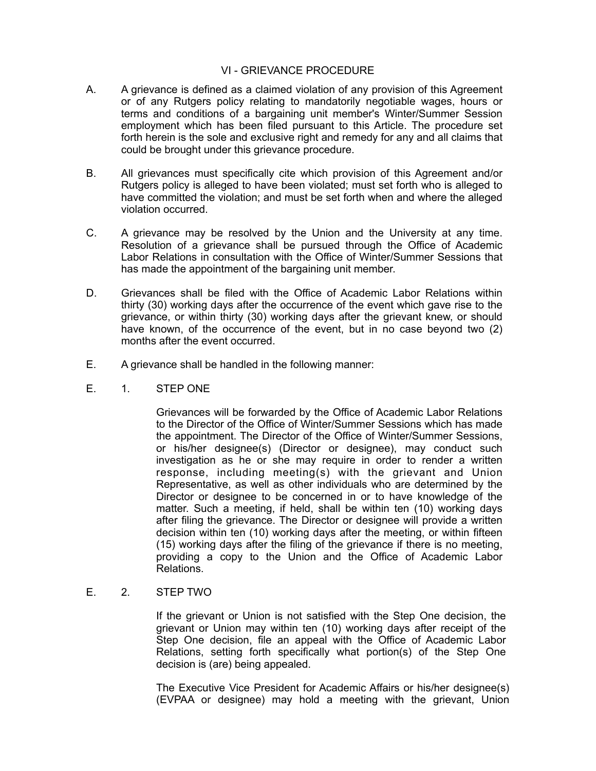## VI - GRIEVANCE PROCEDURE

A. A grievance is defined as a claimed violation of any provision of this Agreement or of any Rutgers policy relating to mandatorily negotiable wages, hours or terms and conditions of a bargaining unit member's Winter/Summer Session employment which has been filed pursuant to this Article. The procedure set forth herein is the sole and exclusive right and remedy for any and all claims that could be brought under this grievance procedure.

B. All grievances must specifically cite which provision of this Agreement and/or Rutgers policy is alleged to have been violated; must set forth who is alleged to have committed the violation; and must be set forth when and where the alleged violation occurred.

C. A grievance may be resolved by the Union and the University at any time. Resolution of a grievance shall be pursued through the Office of Academic Labor Relations in consultation with the Office of Winter/Summer Sessions that has made the appointment of the bargaining unit member.

D. Grievances shall be filed with the Office of Academic Labor Relations within thirty (30) working days after the occurrence of the event which gave rise to the grievance, or within thirty (30) working days after the grievant knew, or should have known, of the occurrence of the event, but in no case beyond two (2) months after the event occurred.

E. A grievance shall be handled in the following manner:

E. 1. STEP ONE

Grievances will be forwarded by the Office of Academic Labor Relations to the Director of the Office of Winter/Summer Sessions which has made the appointment. The Director of the Office of Winter/Summer Sessions, or his/her designee(s) (Director or designee), may conduct such investigation as he or she may require in order to render a written response, including meeting(s) with the grievant and Union Representative, as well as other individuals who are determined by the Director or designee to be concerned in or to have knowledge of the matter. Such a meeting, if held, shall be within ten (10) working days after filing the grievance. The Director or designee will provide a written decision within ten (10) working days after the meeting, or within fifteen (15) working days after the filing of the grievance if there is no meeting, providing a copy to the Union and the Office of Academic Labor Relations.

E. 2. STEP TWO

If the grievant or Union is not satisfied with the Step One decision, the grievant or Union may within ten (10) working days after receipt of the Step One decision, file an appeal with the Office of Academic Labor Relations, setting forth specifically what portion(s) of the Step One decision is (are) being appealed.

The Executive Vice President for Academic Affairs or his/her designee(s) (EVPAA or designee) may hold a meeting with the grievant, Union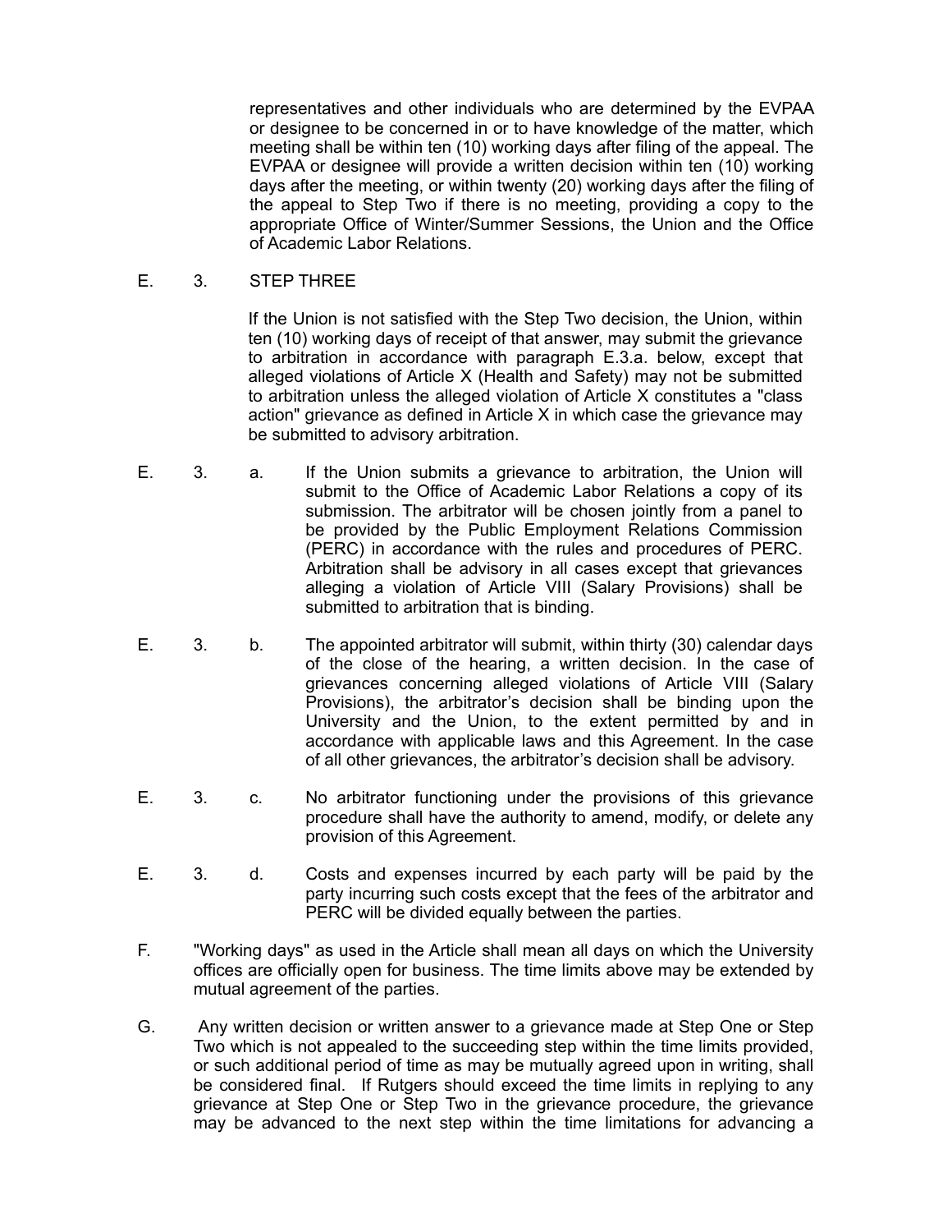representatives and other individuals who are determined by the EVPAA or designee to be concerned in or to have knowledge of the matter, which meeting shall be within ten (10) working days after filing of the appeal. The EVPAA or designee will provide a written decision within ten (10) working days after the meeting, or within twenty (20) working days after the filing of the appeal to Step Two if there is no meeting, providing a copy to the appropriate Office of Winter/Summer Sessions, the Union and the Office of Academic Labor Relations.

E. 3. STEP THREE

If the Union is not satisfied with the Step Two decision, the Union, within ten (10) working days of receipt of that answer, may submit the grievance to arbitration in accordance with paragraph E.3.a. below, except that alleged violations of Article X (Health and Safety) may not be submitted to arbitration unless the alleged violation of Article X constitutes a "class action" grievance as defined in Article X in which case the grievance may be submitted to advisory arbitration.

E. 3. a. If the Union submits a grievance to arbitration, the Union will submit to the Office of Academic Labor Relations a copy of its submission. The arbitrator will be chosen jointly from a panel to be provided by the Public Employment Relations Commission (PERC) in accordance with the rules and procedures of PERC. Arbitration shall be advisory in all cases except that grievances alleging a violation of Article VIII (Salary Provisions) shall be submitted to arbitration that is binding.

E. 3. b. The appointed arbitrator will submit, within thirty (30) calendar days of the close of the hearing, a written decision. In the case of grievances concerning alleged violations of Article VIII (Salary Provisions), the arbitrator's decision shall be binding upon the University and the Union, to the extent permitted by and in accordance with applicable laws and this Agreement. In the case of all other grievances, the arbitrator's decision shall be advisory.

E. 3. c. No arbitrator functioning under the provisions of this grievance procedure shall have the authority to amend, modify, or delete any provision of this Agreement.

E. 3. d. Costs and expenses incurred by each party will be paid by the party incurring such costs except that the fees of the arbitrator and PERC will be divided equally between the parties.

F. "Working days" as used in the Article shall mean all days on which the University offices are officially open for business. The time limits above may be extended by mutual agreement of the parties.

G. Any written decision or written answer to a grievance made at Step One or Step Two which is not appealed to the succeeding step within the time limits provided, or such additional period of time as may be mutually agreed upon in writing, shall be considered final. If Rutgers should exceed the time limits in replying to any grievance at Step One or Step Two in the grievance procedure, the grievance may be advanced to the next step within the time limitations for advancing a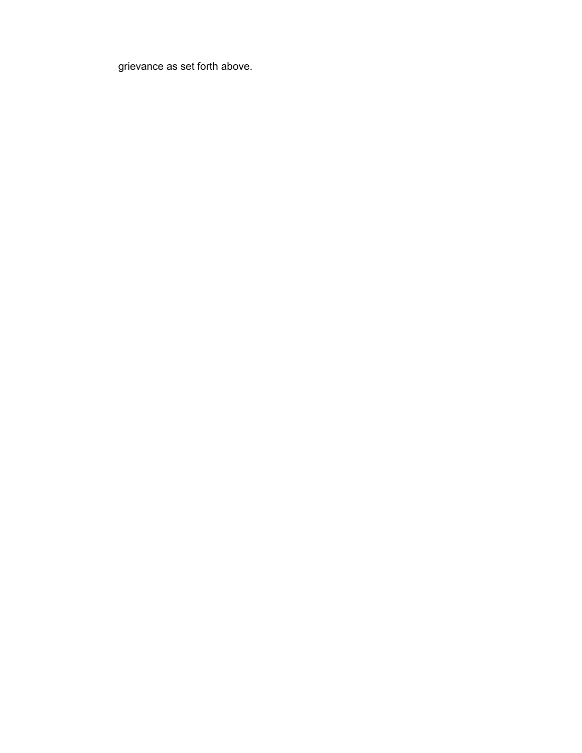grievance as set forth above.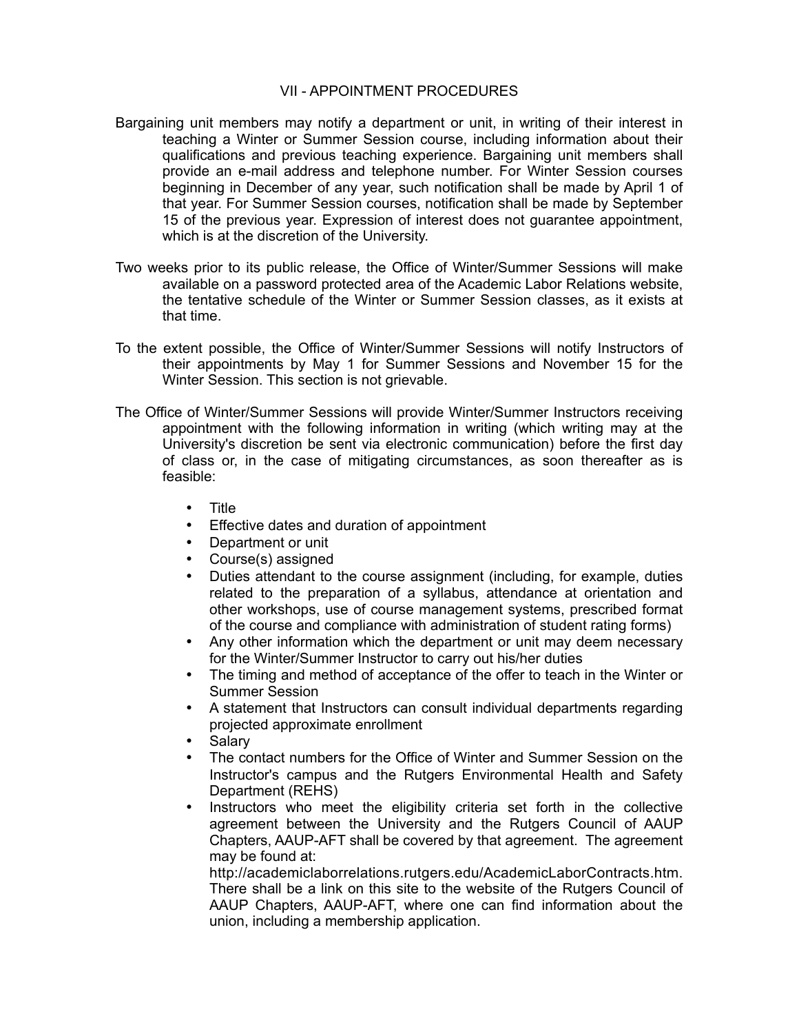## VII - APPOINTMENT PROCEDURES

Bargaining unit members may notify a department or unit, in writing of their interest in teaching a Winter or Summer Session course, including information about their qualifications and previous teaching experience. Bargaining unit members shall provide an e-mail address and telephone number. For Winter Session courses beginning in December of any year, such notification shall be made by April 1 of that year. For Summer Session courses, notification shall be made by September 15 of the previous year. Expression of interest does not guarantee appointment, which is at the discretion of the University.

Two weeks prior to its public release, the Office of Winter/Summer Sessions will make available on a password protected area of the Academic Labor Relations website, the tentative schedule of the Winter or Summer Session classes, as it exists at that time.

To the extent possible, the Office of Winter/Summer Sessions will notify Instructors of their appointments by May 1 for Summer Sessions and November 15 for the Winter Session. This section is not grievable.

The Office of Winter/Summer Sessions will provide Winter/Summer Instructors receiving appointment with the following information in writing (which writing may at the University's discretion be sent via electronic communication) before the first day of class or, in the case of mitigating circumstances, as soon thereafter as is feasible:

- Title
- Effective dates and duration of appointment
- Department or unit
- Course(s) assigned
- Duties attendant to the course assignment (including, for example, duties related to the preparation of a syllabus, attendance at orientation and other workshops, use of course management systems, prescribed format of the course and compliance with administration of student rating forms)
- Any other information which the department or unit may deem necessary for the Winter/Summer Instructor to carry out his/her duties
- The timing and method of acceptance of the offer to teach in the Winter or Summer Session
- A statement that Instructors can consult individual departments regarding projected approximate enrollment
- Salary
- The contact numbers for the Office of Winter and Summer Session on the Instructor's campus and the Rutgers Environmental Health and Safety Department (REHS)
- Instructors who meet the eligibility criteria set forth in the collective agreement between the University and the Rutgers Council of AAUP Chapters, AAUP-AFT shall be covered by that agreement. The agreement may be found at: http://academiclaborrelations.rutgers.edu/AcademicLaborContracts.htm. There shall be a link on this site to the website of the Rutgers Council of AAUP Chapters, AAUP-AFT, where one can find information about the union, including a membership application.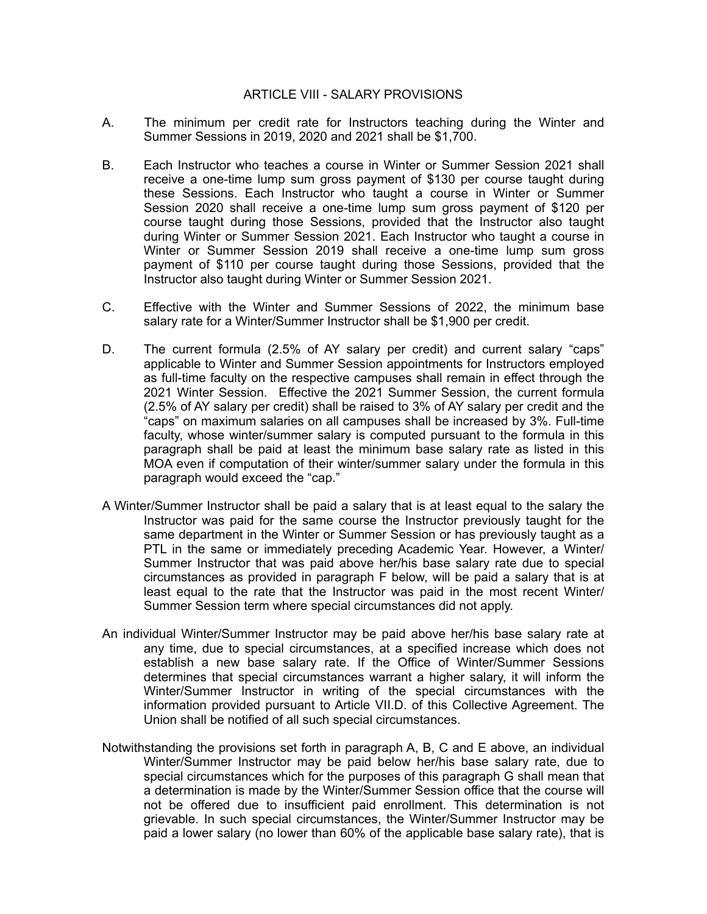# ARTICLE VIII - SALARY PROVISIONS

A. The minimum per credit rate for Instructors teaching during the Winter and Summer Sessions in 2019, 2020 and 2021 shall be $1,700.

B. Each Instructor who teaches a course in Winter or Summer Session 2021 shall receive a one-time lump sum gross payment of $130 per course taught during these Sessions. Each Instructor who taught a course in Winter or Summer Session 2020 shall receive a one-time lump sum gross payment of $120 per course taught during those Sessions, provided that the Instructor also taught during Winter or Summer Session 2021. Each Instructor who taught a course in Winter or Summer Session 2019 shall receive a one-time lump sum gross payment of $110 per course taught during those Sessions, provided that the Instructor also taught during Winter or Summer Session 2021.

C. Effective with the Winter and Summer Sessions of 2022, the minimum base salary rate for a Winter/Summer Instructor shall be $1,900 per credit.

D. The current formula (2.5% of AY salary per credit) and current salary "caps" applicable to Winter and Summer Session appointments for Instructors employed as full-time faculty on the respective campuses shall remain in effect through the 2021 Winter Session. Effective the 2021 Summer Session, the current formula (2.5% of AY salary per credit) shall be raised to 3% of AY salary per credit and the "caps" on maximum salaries on all campuses shall be increased by 3%. Full-time faculty, whose winter/summer salary is computed pursuant to the formula in this paragraph shall be paid at least the minimum base salary rate as listed in this MOA even if computation of their winter/summer salary under the formula in this paragraph would exceed the "cap."

A Winter/Summer Instructor shall be paid a salary that is at least equal to the salary the Instructor was paid for the same course the Instructor previously taught for the same department in the Winter or Summer Session or has previously taught as a PTL in the same or immediately preceding Academic Year. However, a Winter/Summer Instructor that was paid above her/his base salary rate due to special circumstances as provided in paragraph F below, will be paid a salary that is at least equal to the rate that the Instructor was paid in the most recent Winter/Summer Session term where special circumstances did not apply.

An individual Winter/Summer Instructor may be paid above her/his base salary rate at any time, due to special circumstances, at a specified increase which does not establish a new base salary rate. If the Office of Winter/Summer Sessions determines that special circumstances warrant a higher salary, it will inform the Winter/Summer Instructor in writing of the special circumstances with the information provided pursuant to Article VII.D. of this Collective Agreement. The Union shall be notified of all such special circumstances.

Notwithstanding the provisions set forth in paragraph A, B, C and E above, an individual Winter/Summer Instructor may be paid below her/his base salary rate, due to special circumstances which for the purposes of this paragraph G shall mean that a determination is made by the Winter/Summer Session office that the course will not be offered due to insufficient paid enrollment. This determination is not grievable. In such special circumstances, the Winter/Summer Instructor may be paid a lower salary (no lower than 60% of the applicable base salary rate), that is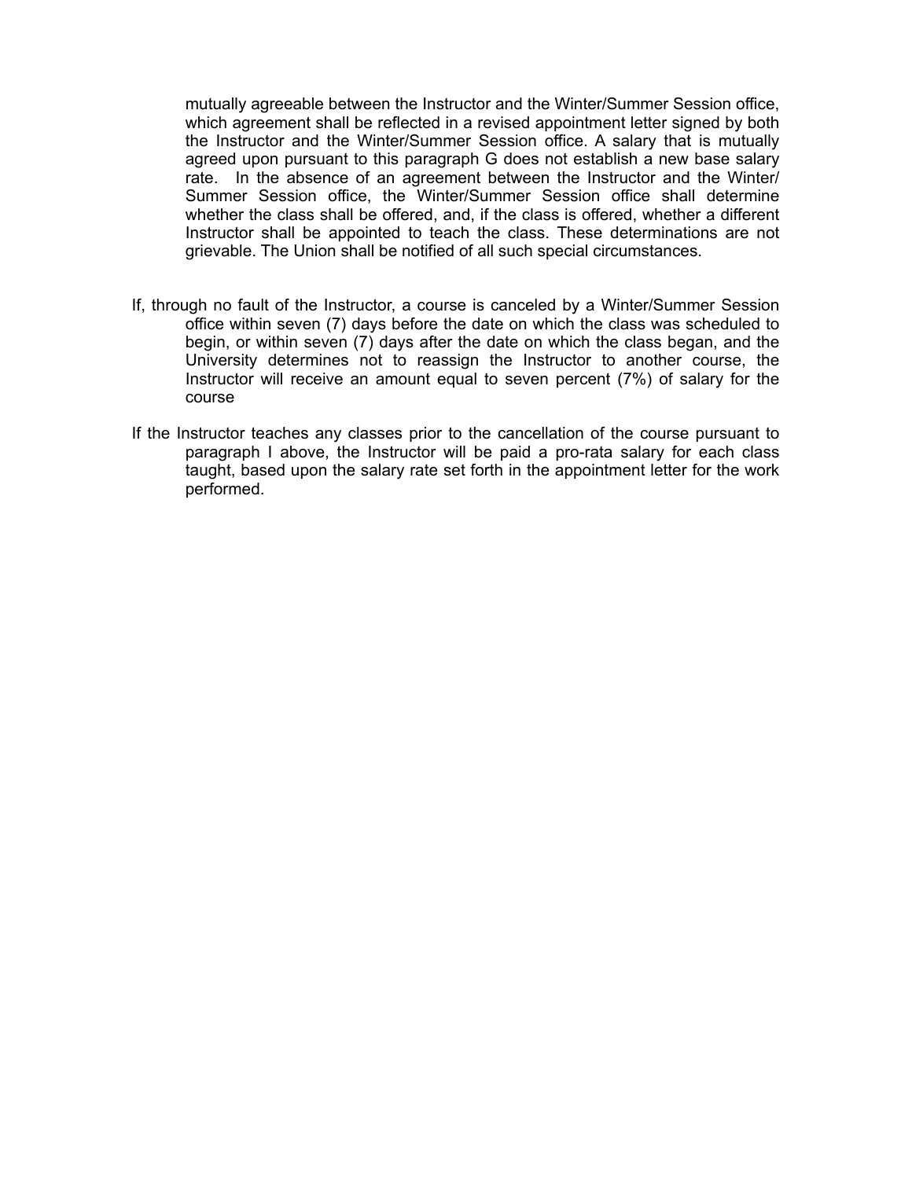mutually agreeable between the Instructor and the Winter/Summer Session office, which agreement shall be reflected in a revised appointment letter signed by both the Instructor and the Winter/Summer Session office. A salary that is mutually agreed upon pursuant to this paragraph G does not establish a new base salary rate. In the absence of an agreement between the Instructor and the Winter/ Summer Session office, the Winter/Summer Session office shall determine whether the class shall be offered, and, if the class is offered, whether a different Instructor shall be appointed to teach the class. These determinations are not grievable. The Union shall be notified of all such special circumstances.

If, through no fault of the Instructor, a course is canceled by a Winter/Summer Session office within seven (7) days before the date on which the class was scheduled to begin, or within seven (7) days after the date on which the class began, and the University determines not to reassign the Instructor to another course, the Instructor will receive an amount equal to seven percent (7%) of salary for the course

If the Instructor teaches any classes prior to the cancellation of the course pursuant to paragraph I above, the Instructor will be paid a pro-rata salary for each class taught, based upon the salary rate set forth in the appointment letter for the work performed.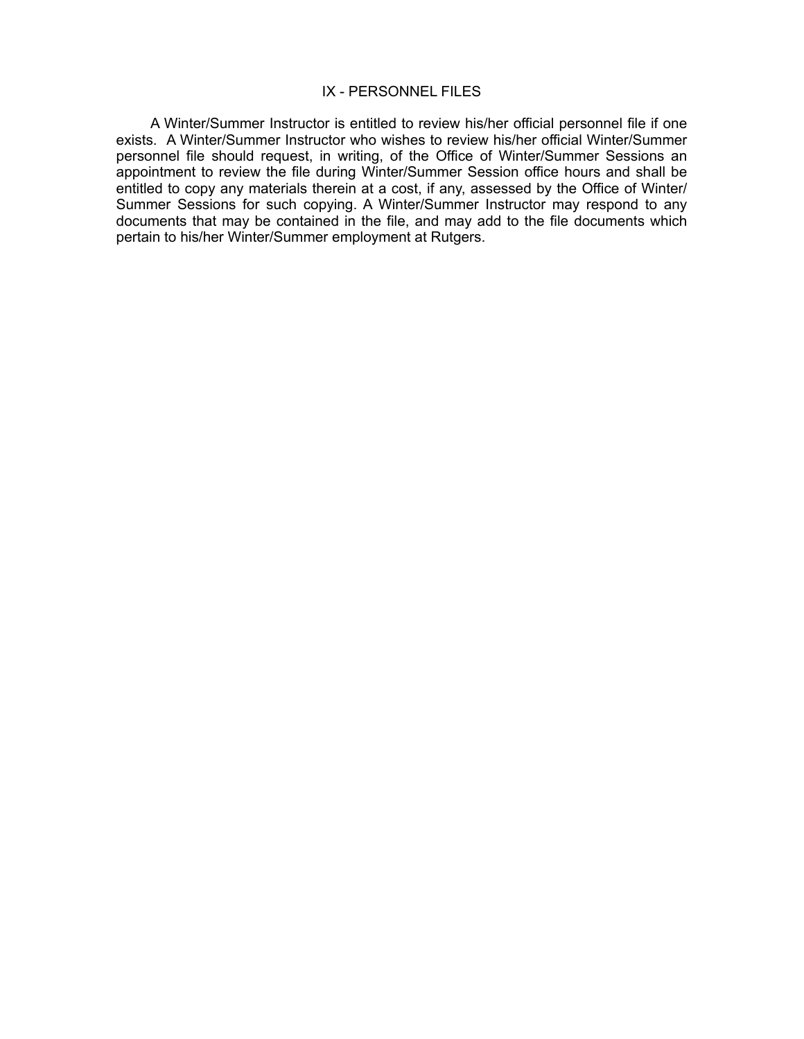## IX - PERSONNEL FILES

A Winter/Summer Instructor is entitled to review his/her official personnel file if one exists. A Winter/Summer Instructor who wishes to review his/her official Winter/Summer personnel file should request, in writing, of the Office of Winter/Summer Sessions an appointment to review the file during Winter/Summer Session office hours and shall be entitled to copy any materials therein at a cost, if any, assessed by the Office of Winter/ Summer Sessions for such copying. A Winter/Summer Instructor may respond to any documents that may be contained in the file, and may add to the file documents which pertain to his/her Winter/Summer employment at Rutgers.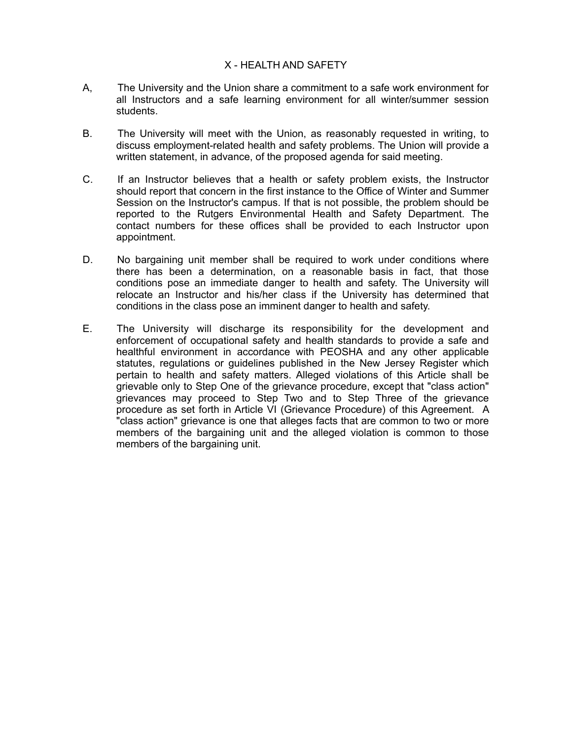# X - HEALTH AND SAFETY

A, The University and the Union share a commitment to a safe work environment for all Instructors and a safe learning environment for all winter/summer session students.

B. The University will meet with the Union, as reasonably requested in writing, to discuss employment-related health and safety problems. The Union will provide a written statement, in advance, of the proposed agenda for said meeting.

C. If an Instructor believes that a health or safety problem exists, the Instructor should report that concern in the first instance to the Office of Winter and Summer Session on the Instructor's campus. If that is not possible, the problem should be reported to the Rutgers Environmental Health and Safety Department. The contact numbers for these offices shall be provided to each Instructor upon appointment.

D. No bargaining unit member shall be required to work under conditions where there has been a determination, on a reasonable basis in fact, that those conditions pose an immediate danger to health and safety. The University will relocate an Instructor and his/her class if the University has determined that conditions in the class pose an imminent danger to health and safety.

E. The University will discharge its responsibility for the development and enforcement of occupational safety and health standards to provide a safe and healthful environment in accordance with PEOSHA and any other applicable statutes, regulations or guidelines published in the New Jersey Register which pertain to health and safety matters. Alleged violations of this Article shall be grievable only to Step One of the grievance procedure, except that "class action" grievances may proceed to Step Two and to Step Three of the grievance procedure as set forth in Article VI (Grievance Procedure) of this Agreement. A "class action" grievance is one that alleges facts that are common to two or more members of the bargaining unit and the alleged violation is common to those members of the bargaining unit.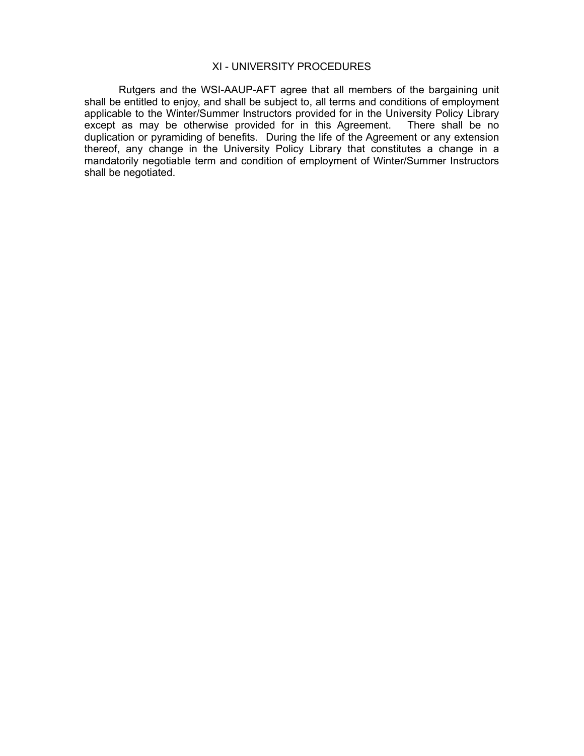## XI - UNIVERSITY PROCEDURES

Rutgers and the WSI-AAUP-AFT agree that all members of the bargaining unit shall be entitled to enjoy, and shall be subject to, all terms and conditions of employment applicable to the Winter/Summer Instructors provided for in the University Policy Library except as may be otherwise provided for in this Agreement. There shall be no duplication or pyramiding of benefits. During the life of the Agreement or any extension thereof, any change in the University Policy Library that constitutes a change in a mandatorily negotiable term and condition of employment of Winter/Summer Instructors shall be negotiated.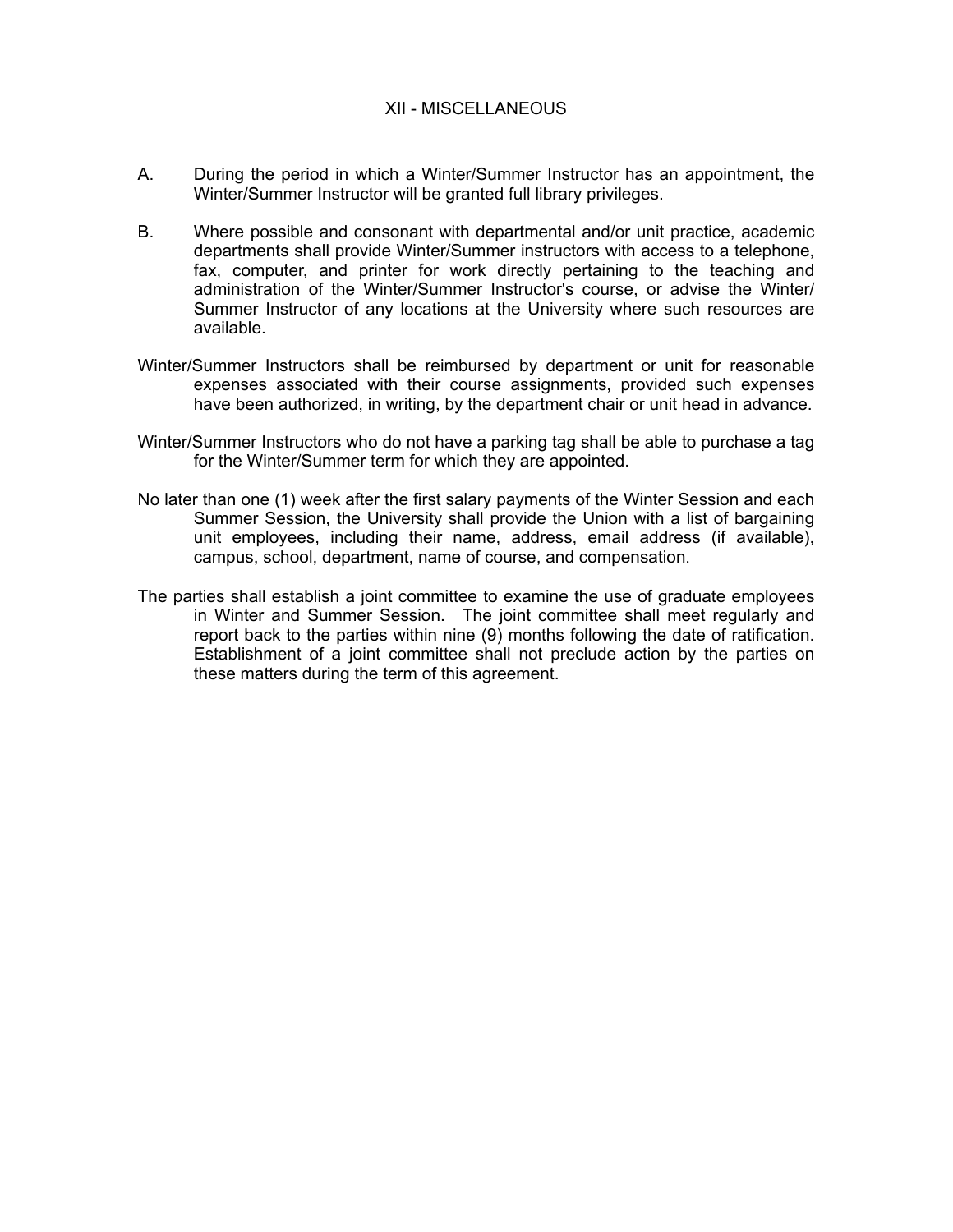## XII - MISCELLANEOUS

A. During the period in which a Winter/Summer Instructor has an appointment, the Winter/Summer Instructor will be granted full library privileges.

B. Where possible and consonant with departmental and/or unit practice, academic departments shall provide Winter/Summer instructors with access to a telephone, fax, computer, and printer for work directly pertaining to the teaching and administration of the Winter/Summer Instructor's course, or advise the Winter/ Summer Instructor of any locations at the University where such resources are available.

Winter/Summer Instructors shall be reimbursed by department or unit for reasonable expenses associated with their course assignments, provided such expenses have been authorized, in writing, by the department chair or unit head in advance.

Winter/Summer Instructors who do not have a parking tag shall be able to purchase a tag for the Winter/Summer term for which they are appointed.

No later than one (1) week after the first salary payments of the Winter Session and each Summer Session, the University shall provide the Union with a list of bargaining unit employees, including their name, address, email address (if available), campus, school, department, name of course, and compensation.

The parties shall establish a joint committee to examine the use of graduate employees in Winter and Summer Session. The joint committee shall meet regularly and report back to the parties within nine (9) months following the date of ratification. Establishment of a joint committee shall not preclude action by the parties on these matters during the term of this agreement.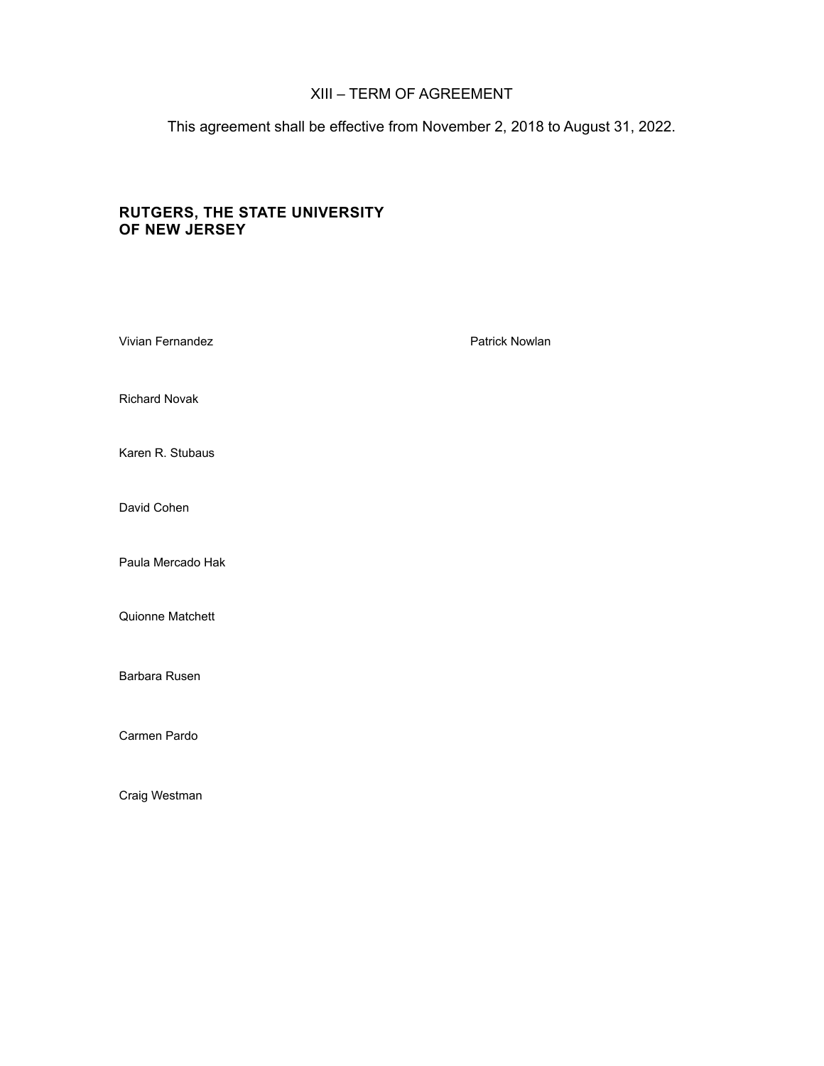## XIII – TERM OF AGREEMENT

This agreement shall be effective from November 2, 2018 to August 31, 2022.

**RUTGERS, THE STATE UNIVERSITY OF NEW JERSEY**

Vivian Fernandez

Patrick Nowlan

Richard Novak

Karen R. Stubaus

David Cohen

Paula Mercado Hak

Quionne Matchett

Barbara Rusen

Carmen Pardo

Craig Westman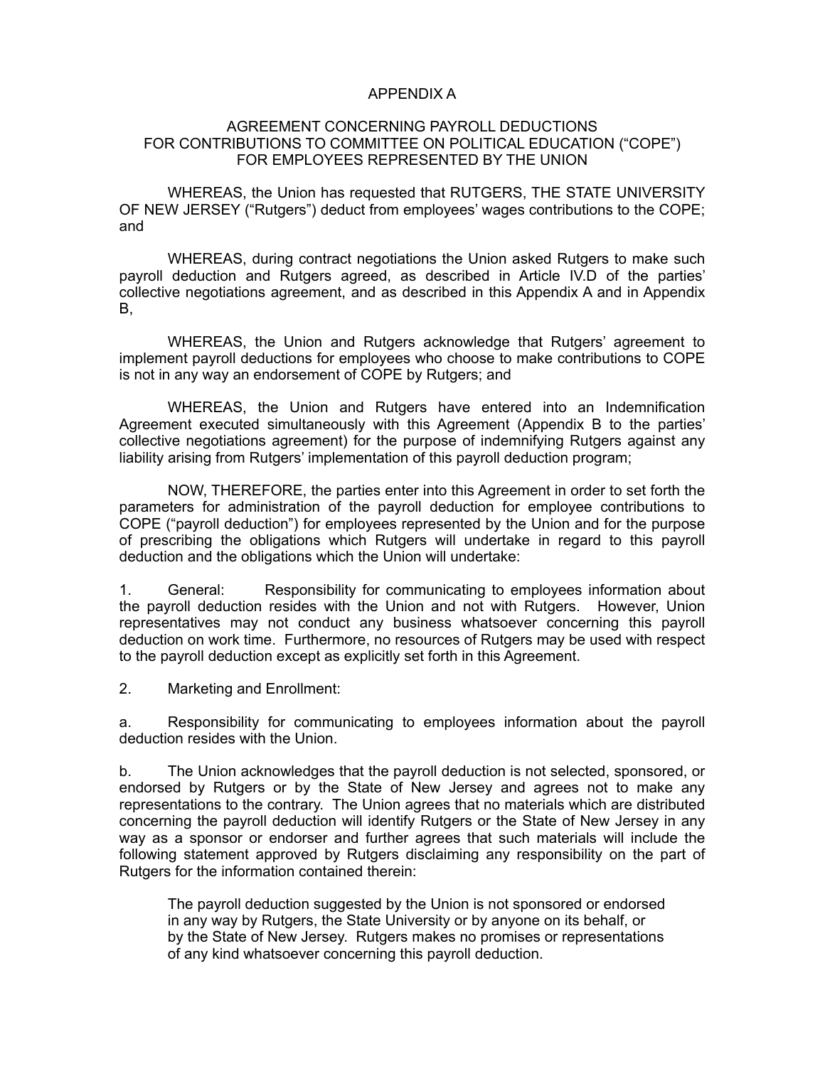# APPENDIX A

## AGREEMENT CONCERNING PAYROLL DEDUCTIONS FOR CONTRIBUTIONS TO COMMITTEE ON POLITICAL EDUCATION ("COPE") FOR EMPLOYEES REPRESENTED BY THE UNION

WHEREAS, the Union has requested that RUTGERS, THE STATE UNIVERSITY OF NEW JERSEY ("Rutgers") deduct from employees' wages contributions to the COPE; and

WHEREAS, during contract negotiations the Union asked Rutgers to make such payroll deduction and Rutgers agreed, as described in Article IV.D of the parties' collective negotiations agreement, and as described in this Appendix A and in Appendix B,

WHEREAS, the Union and Rutgers acknowledge that Rutgers' agreement to implement payroll deductions for employees who choose to make contributions to COPE is not in any way an endorsement of COPE by Rutgers; and

WHEREAS, the Union and Rutgers have entered into an Indemnification Agreement executed simultaneously with this Agreement (Appendix B to the parties' collective negotiations agreement) for the purpose of indemnifying Rutgers against any liability arising from Rutgers' implementation of this payroll deduction program;

NOW, THEREFORE, the parties enter into this Agreement in order to set forth the parameters for administration of the payroll deduction for employee contributions to COPE ("payroll deduction") for employees represented by the Union and for the purpose of prescribing the obligations which Rutgers will undertake in regard to this payroll deduction and the obligations which the Union will undertake:

1. General: Responsibility for communicating to employees information about the payroll deduction resides with the Union and not with Rutgers. However, Union representatives may not conduct any business whatsoever concerning this payroll deduction on work time. Furthermore, no resources of Rutgers may be used with respect to the payroll deduction except as explicitly set forth in this Agreement.

2. Marketing and Enrollment:

a. Responsibility for communicating to employees information about the payroll deduction resides with the Union.

b. The Union acknowledges that the payroll deduction is not selected, sponsored, or endorsed by Rutgers or by the State of New Jersey and agrees not to make any representations to the contrary. The Union agrees that no materials which are distributed concerning the payroll deduction will identify Rutgers or the State of New Jersey in any way as a sponsor or endorser and further agrees that such materials will include the following statement approved by Rutgers disclaiming any responsibility on the part of Rutgers for the information contained therein:

> The payroll deduction suggested by the Union is not sponsored or endorsed in any way by Rutgers, the State University or by anyone on its behalf, or by the State of New Jersey. Rutgers makes no promises or representations of any kind whatsoever concerning this payroll deduction.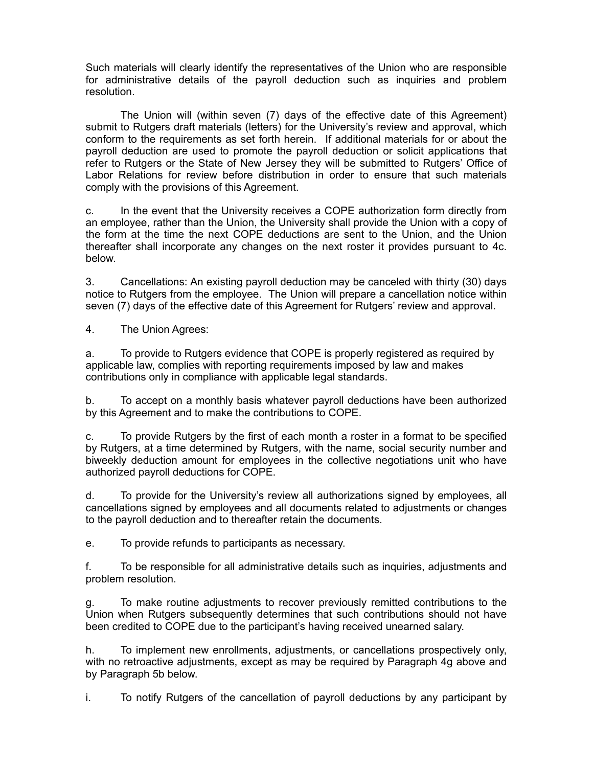Such materials will clearly identify the representatives of the Union who are responsible for administrative details of the payroll deduction such as inquiries and problem resolution.

The Union will (within seven (7) days of the effective date of this Agreement) submit to Rutgers draft materials (letters) for the University's review and approval, which conform to the requirements as set forth herein. If additional materials for or about the payroll deduction are used to promote the payroll deduction or solicit applications that refer to Rutgers or the State of New Jersey they will be submitted to Rutgers' Office of Labor Relations for review before distribution in order to ensure that such materials comply with the provisions of this Agreement.

c. In the event that the University receives a COPE authorization form directly from an employee, rather than the Union, the University shall provide the Union with a copy of the form at the time the next COPE deductions are sent to the Union, and the Union thereafter shall incorporate any changes on the next roster it provides pursuant to 4c. below.

3. Cancellations: An existing payroll deduction may be canceled with thirty (30) days notice to Rutgers from the employee. The Union will prepare a cancellation notice within seven (7) days of the effective date of this Agreement for Rutgers' review and approval.

4. The Union Agrees:

a. To provide to Rutgers evidence that COPE is properly registered as required by applicable law, complies with reporting requirements imposed by law and makes contributions only in compliance with applicable legal standards.

b. To accept on a monthly basis whatever payroll deductions have been authorized by this Agreement and to make the contributions to COPE.

c. To provide Rutgers by the first of each month a roster in a format to be specified by Rutgers, at a time determined by Rutgers, with the name, social security number and biweekly deduction amount for employees in the collective negotiations unit who have authorized payroll deductions for COPE.

d. To provide for the University's review all authorizations signed by employees, all cancellations signed by employees and all documents related to adjustments or changes to the payroll deduction and to thereafter retain the documents.

e. To provide refunds to participants as necessary.

f. To be responsible for all administrative details such as inquiries, adjustments and problem resolution.

g. To make routine adjustments to recover previously remitted contributions to the Union when Rutgers subsequently determines that such contributions should not have been credited to COPE due to the participant's having received unearned salary.

h. To implement new enrollments, adjustments, or cancellations prospectively only, with no retroactive adjustments, except as may be required by Paragraph 4g above and by Paragraph 5b below.

i. To notify Rutgers of the cancellation of payroll deductions by any participant by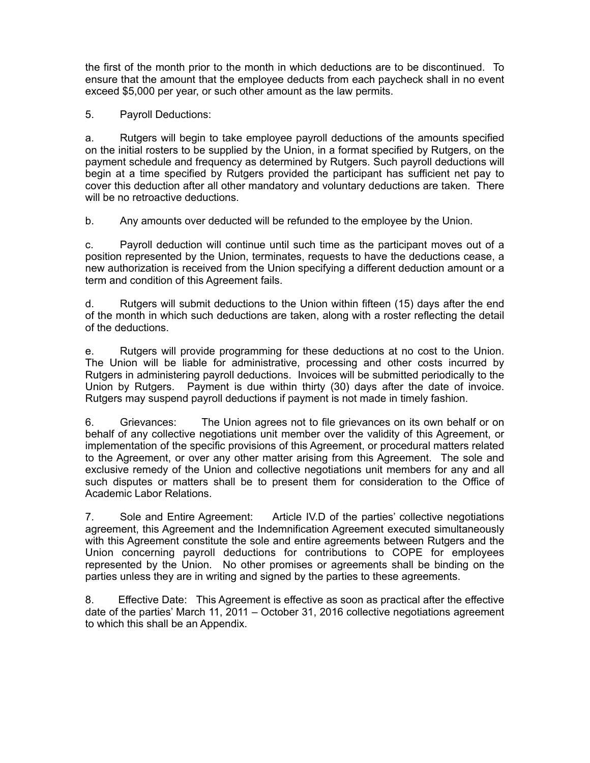the first of the month prior to the month in which deductions are to be discontinued. To ensure that the amount that the employee deducts from each paycheck shall in no event exceed $5,000 per year, or such other amount as the law permits.

5. Payroll Deductions:

a. Rutgers will begin to take employee payroll deductions of the amounts specified on the initial rosters to be supplied by the Union, in a format specified by Rutgers, on the payment schedule and frequency as determined by Rutgers. Such payroll deductions will begin at a time specified by Rutgers provided the participant has sufficient net pay to cover this deduction after all other mandatory and voluntary deductions are taken. There will be no retroactive deductions.

b. Any amounts over deducted will be refunded to the employee by the Union.

c. Payroll deduction will continue until such time as the participant moves out of a position represented by the Union, terminates, requests to have the deductions cease, a new authorization is received from the Union specifying a different deduction amount or a term and condition of this Agreement fails.

d. Rutgers will submit deductions to the Union within fifteen (15) days after the end of the month in which such deductions are taken, along with a roster reflecting the detail of the deductions.

e. Rutgers will provide programming for these deductions at no cost to the Union. The Union will be liable for administrative, processing and other costs incurred by Rutgers in administering payroll deductions. Invoices will be submitted periodically to the Union by Rutgers. Payment is due within thirty (30) days after the date of invoice. Rutgers may suspend payroll deductions if payment is not made in timely fashion.

6. Grievances: The Union agrees not to file grievances on its own behalf or on behalf of any collective negotiations unit member over the validity of this Agreement, or implementation of the specific provisions of this Agreement, or procedural matters related to the Agreement, or over any other matter arising from this Agreement. The sole and exclusive remedy of the Union and collective negotiations unit members for any and all such disputes or matters shall be to present them for consideration to the Office of Academic Labor Relations.

7. Sole and Entire Agreement: Article IV.D of the parties' collective negotiations agreement, this Agreement and the Indemnification Agreement executed simultaneously with this Agreement constitute the sole and entire agreements between Rutgers and the Union concerning payroll deductions for contributions to COPE for employees represented by the Union. No other promises or agreements shall be binding on the parties unless they are in writing and signed by the parties to these agreements.

8. Effective Date: This Agreement is effective as soon as practical after the effective date of the parties' March 11, 2011 – October 31, 2016 collective negotiations agreement to which this shall be an Appendix.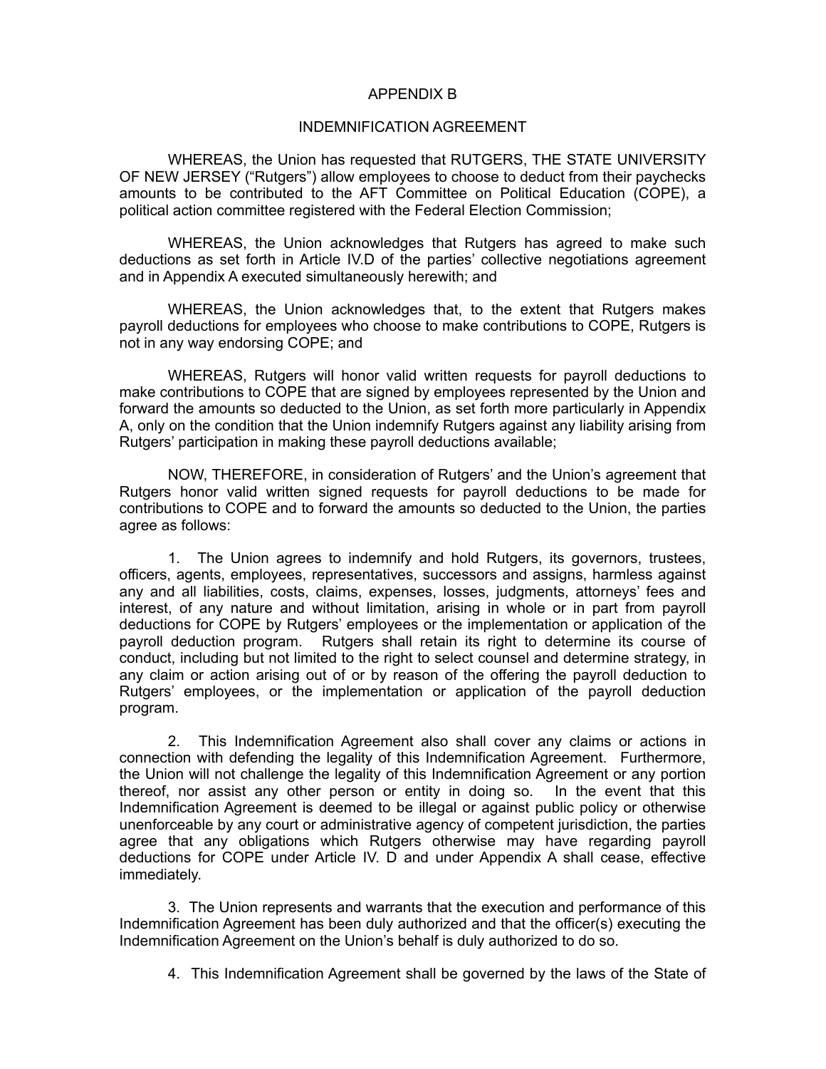# APPENDIX B

## INDEMNIFICATION AGREEMENT

WHEREAS, the Union has requested that RUTGERS, THE STATE UNIVERSITY OF NEW JERSEY ("Rutgers") allow employees to choose to deduct from their paychecks amounts to be contributed to the AFT Committee on Political Education (COPE), a political action committee registered with the Federal Election Commission;

WHEREAS, the Union acknowledges that Rutgers has agreed to make such deductions as set forth in Article IV.D of the parties' collective negotiations agreement and in Appendix A executed simultaneously herewith; and

WHEREAS, the Union acknowledges that, to the extent that Rutgers makes payroll deductions for employees who choose to make contributions to COPE, Rutgers is not in any way endorsing COPE; and

WHEREAS, Rutgers will honor valid written requests for payroll deductions to make contributions to COPE that are signed by employees represented by the Union and forward the amounts so deducted to the Union, as set forth more particularly in Appendix A, only on the condition that the Union indemnify Rutgers against any liability arising from Rutgers' participation in making these payroll deductions available;

NOW, THEREFORE, in consideration of Rutgers' and the Union's agreement that Rutgers honor valid written signed requests for payroll deductions to be made for contributions to COPE and to forward the amounts so deducted to the Union, the parties agree as follows:

1. The Union agrees to indemnify and hold Rutgers, its governors, trustees, officers, agents, employees, representatives, successors and assigns, harmless against any and all liabilities, costs, claims, expenses, losses, judgments, attorneys' fees and interest, of any nature and without limitation, arising in whole or in part from payroll deductions for COPE by Rutgers' employees or the implementation or application of the payroll deduction program. Rutgers shall retain its right to determine its course of conduct, including but not limited to the right to select counsel and determine strategy, in any claim or action arising out of or by reason of the offering the payroll deduction to Rutgers' employees, or the implementation or application of the payroll deduction program.

2. This Indemnification Agreement also shall cover any claims or actions in connection with defending the legality of this Indemnification Agreement. Furthermore, the Union will not challenge the legality of this Indemnification Agreement or any portion thereof, nor assist any other person or entity in doing so. In the event that this Indemnification Agreement is deemed to be illegal or against public policy or otherwise unenforceable by any court or administrative agency of competent jurisdiction, the parties agree that any obligations which Rutgers otherwise may have regarding payroll deductions for COPE under Article IV. D and under Appendix A shall cease, effective immediately.

3. The Union represents and warrants that the execution and performance of this Indemnification Agreement has been duly authorized and that the officer(s) executing the Indemnification Agreement on the Union's behalf is duly authorized to do so.

4. This Indemnification Agreement shall be governed by the laws of the State of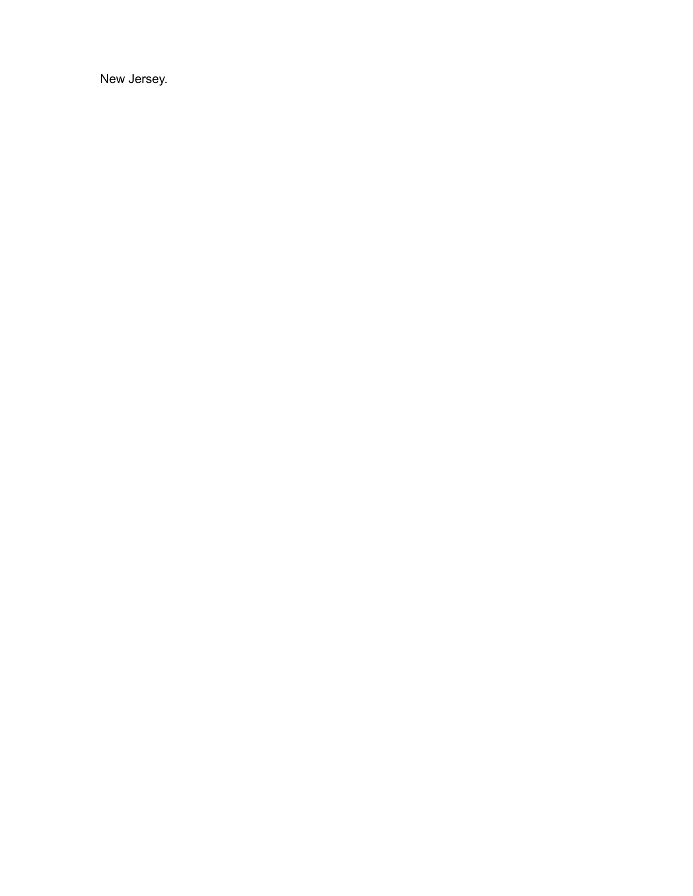New Jersey.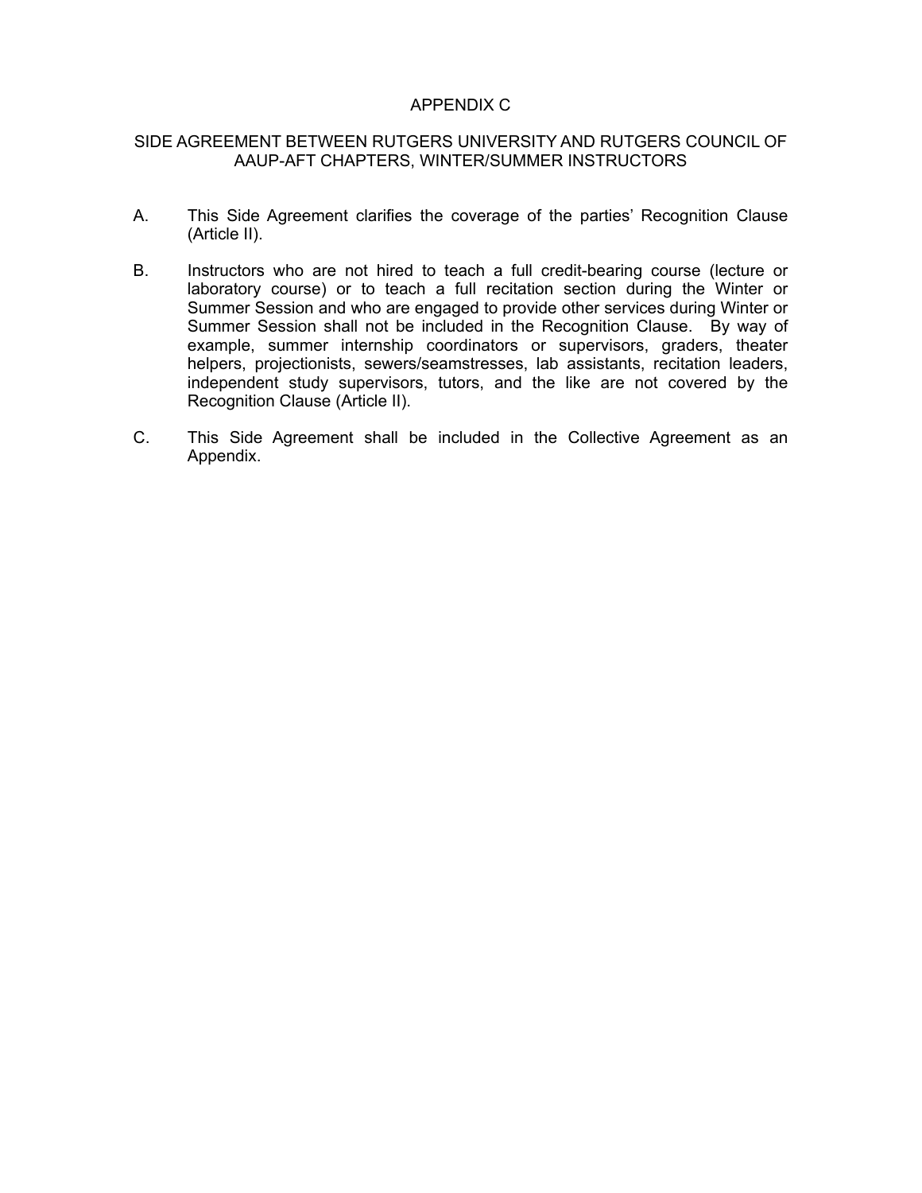# APPENDIX C

## SIDE AGREEMENT BETWEEN RUTGERS UNIVERSITY AND RUTGERS COUNCIL OF AAUP-AFT CHAPTERS, WINTER/SUMMER INSTRUCTORS

A. This Side Agreement clarifies the coverage of the parties' Recognition Clause (Article II).

B. Instructors who are not hired to teach a full credit-bearing course (lecture or laboratory course) or to teach a full recitation section during the Winter or Summer Session and who are engaged to provide other services during Winter or Summer Session shall not be included in the Recognition Clause. By way of example, summer internship coordinators or supervisors, graders, theater helpers, projectionists, sewers/seamstresses, lab assistants, recitation leaders, independent study supervisors, tutors, and the like are not covered by the Recognition Clause (Article II).

C. This Side Agreement shall be included in the Collective Agreement as an Appendix.